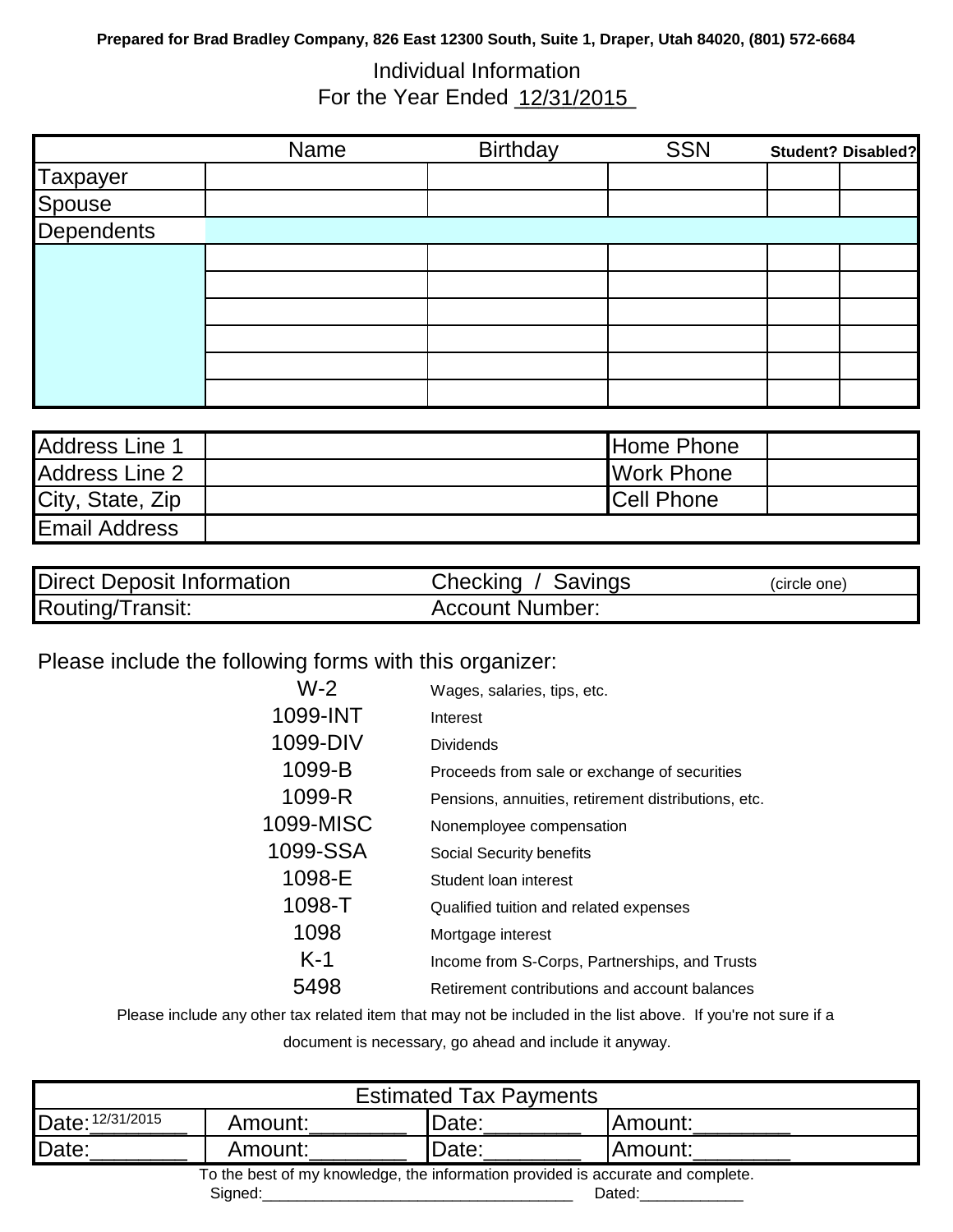Prepared for Brad Bradley Company, 826 East 12300 South, Suite 1, Draper, Utah 84020, (801) 572-6684

# Individual Information

## For the Year Ended 12/31/2015

| | Name | Birthday | SSN | Student? | Disabled? |
|---|---|---|---|---|---|
| Taxpayer | | | | | |
| Spouse | | | | | |
| Dependents | | | | | |
| | | | | | |
| | | | | | |
| | | | | | |
| | | | | | |
| | | | | | |
| | | | | | |

| | | | |
|---|---|---|---|
| Address Line 1 | | Home Phone | |
| Address Line 2 | | Work Phone | |
| City, State, Zip | | Cell Phone | |
| Email Address | | | |

| | | |
|---|---|---|
| Direct Deposit Information | Checking / Savings | (circle one) |
| Routing/Transit: | Account Number: | |

Please include the following forms with this organizer:

| | |
|---|---|
| W-2 | Wages, salaries, tips, etc. |
| 1099-INT | Interest |
| 1099-DIV | Dividends |
| 1099-B | Proceeds from sale or exchange of securities |
| 1099-R | Pensions, annuities, retirement distributions, etc. |
| 1099-MISC | Nonemployee compensation |
| 1099-SSA | Social Security benefits |
| 1098-E | Student loan interest |
| 1098-T | Qualified tuition and related expenses |
| 1098 | Mortgage interest |
| K-1 | Income from S-Corps, Partnerships, and Trusts |
| 5498 | Retirement contributions and account balances |

Please include any other tax related item that may not be included in the list above. If you're not sure if a document is necessary, go ahead and include it anyway.

| Estimated Tax Payments | | | |
|---|---|---|---|
| Date: 12/31/2015 | Amount:________ | Date:________ | Amount:________ |
| Date:________ | Amount:________ | Date:________ | Amount:________ |

To the best of my knowledge, the information provided is accurate and complete.

Signed:_____________________________________ Dated:____________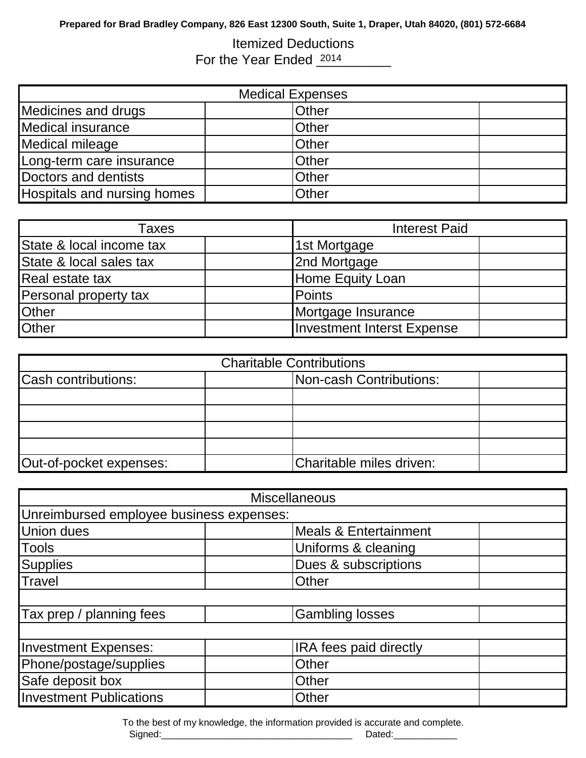Prepared for Brad Bradley Company, 826 East 12300 South, Suite 1, Draper, Utah 84020, (801) 572-6684

# Itemized Deductions

## For the Year Ended 2014

| Medical Expenses | | | |
|---|---|---|---|
| Medicines and drugs | | Other | |
| Medical insurance | | Other | |
| Medical mileage | | Other | |
| Long-term care insurance | | Other | |
| Doctors and dentists | | Other | |
| Hospitals and nursing homes | | Other | |

| Taxes | | Interest Paid | |
|---|---|---|---|
| State & local income tax | | 1st Mortgage | |
| State & local sales tax | | 2nd Mortgage | |
| Real estate tax | | Home Equity Loan | |
| Personal property tax | | Points | |
| Other | | Mortgage Insurance | |
| Other | | Investment Interst Expense | |

| Charitable Contributions | | | |
|---|---|---|---|
| Cash contributions: | | Non-cash Contributions: | |
| | | | |
| | | | |
| | | | |
| | | | |
| Out-of-pocket expenses: | | Charitable miles driven: | |

| Miscellaneous | | | |
|---|---|---|---|
| Unreimbursed employee business expenses: | | | |
| Union dues | | Meals & Entertainment | |
| Tools | | Uniforms & cleaning | |
| Supplies | | Dues & subscriptions | |
| Travel | | Other | |
| | | | |
| Tax prep / planning fees | | Gambling losses | |
| | | | |
| Investment Expenses: | | IRA fees paid directly | |
| Phone/postage/supplies | | Other | |
| Safe deposit box | | Other | |
| Investment Publications | | Other | |

To the best of my knowledge, the information provided is accurate and complete.

Signed:____________________________________ Dated:____________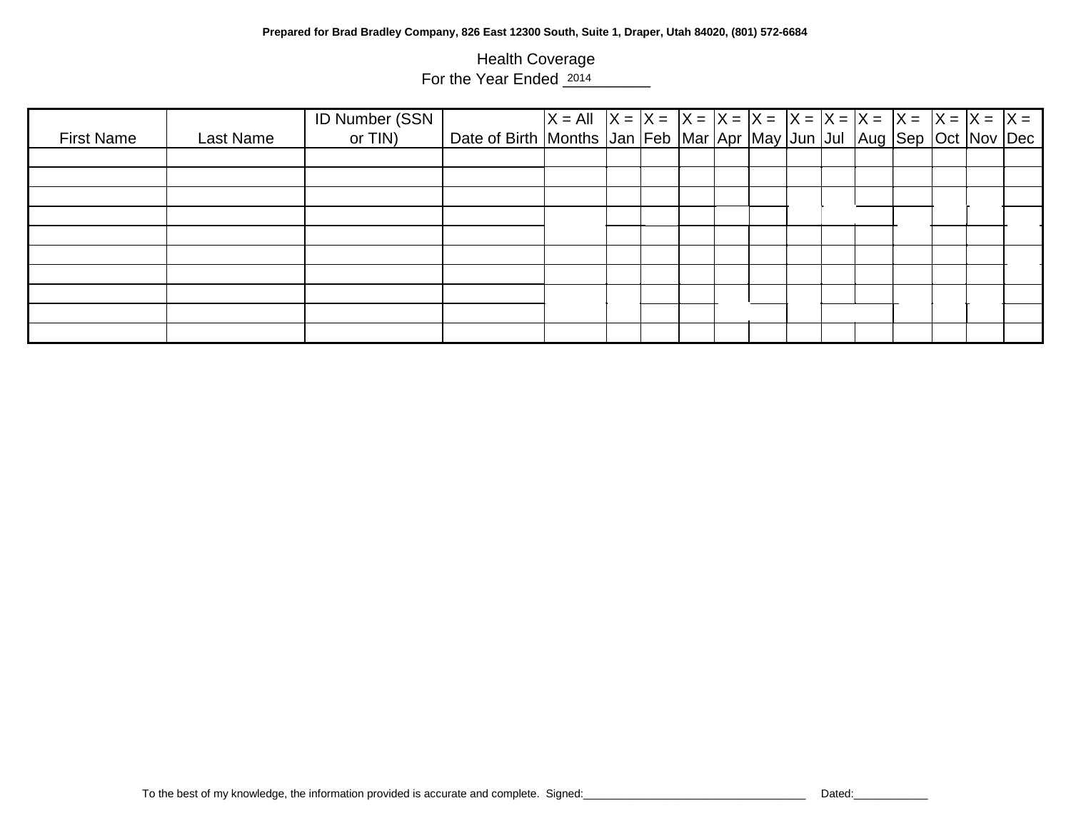**Prepared for Brad Bradley Company, 826 East 12300 South, Suite 1, Draper, Utah 84020, (801) 572-6684**

Health Coverage
For the Year Ended 2014

| First Name | Last Name | ID Number (SSN or TIN) | Date of Birth | X = All Months | X = Jan | X = Feb | X = Mar | X = Apr | X = May | X = Jun | X = Jul | X = Aug | X = Sep | X = Oct | X = Nov | X = Dec |
|---|---|---|---|---|---|---|---|---|---|---|---|---|---|---|---|---|
| | | | | | | | | | | | | | | | | |
| | | | | | | | | | | | | | | | | |
| | | | | | | | | | | | | | | | | |
| | | | | | | | | | | | | | | | | |
| | | | | | | | | | | | | | | | | |
| | | | | | | | | | | | | | | | | |
| | | | | | | | | | | | | | | | | |
| | | | | | | | | | | | | | | | | |
| | | | | | | | | | | | | | | | | |
| | | | | | | | | | | | | | | | | |

To the best of my knowledge, the information provided is accurate and complete. Signed:____________________________________ Dated:____________